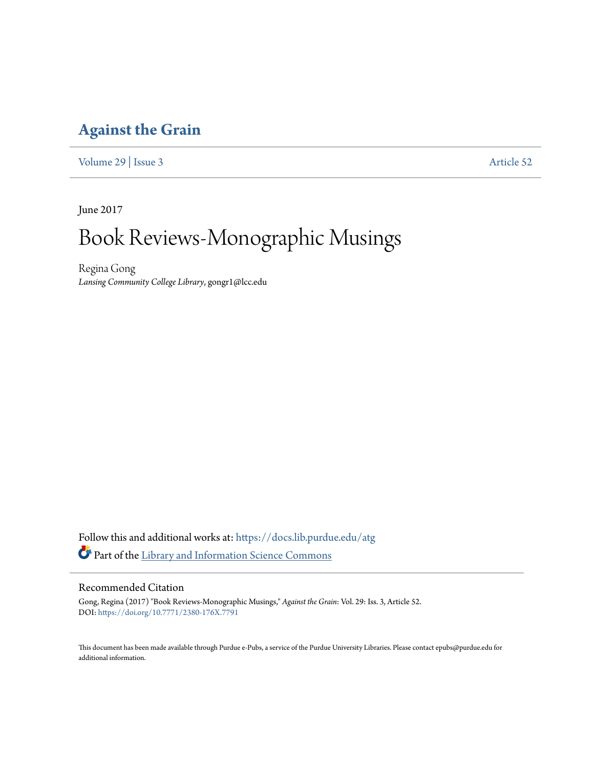# Against the Grain

Volume 29 | Issue 3 Article 52

June 2017

# Book Reviews-Monographic Musings

Regina Gong
*Lansing Community College Library*, gongr1@lcc.edu

Follow this and additional works at: https://docs.lib.purdue.edu/atg

Part of the Library and Information Science Commons

## Recommended Citation

Gong, Regina (2017) "Book Reviews-Monographic Musings," *Against the Grain*: Vol. 29: Iss. 3, Article 52.
DOI: https://doi.org/10.7771/2380-176X.7791

This document has been made available through Purdue e-Pubs, a service of the Purdue University Libraries. Please contact epubs@purdue.edu for additional information.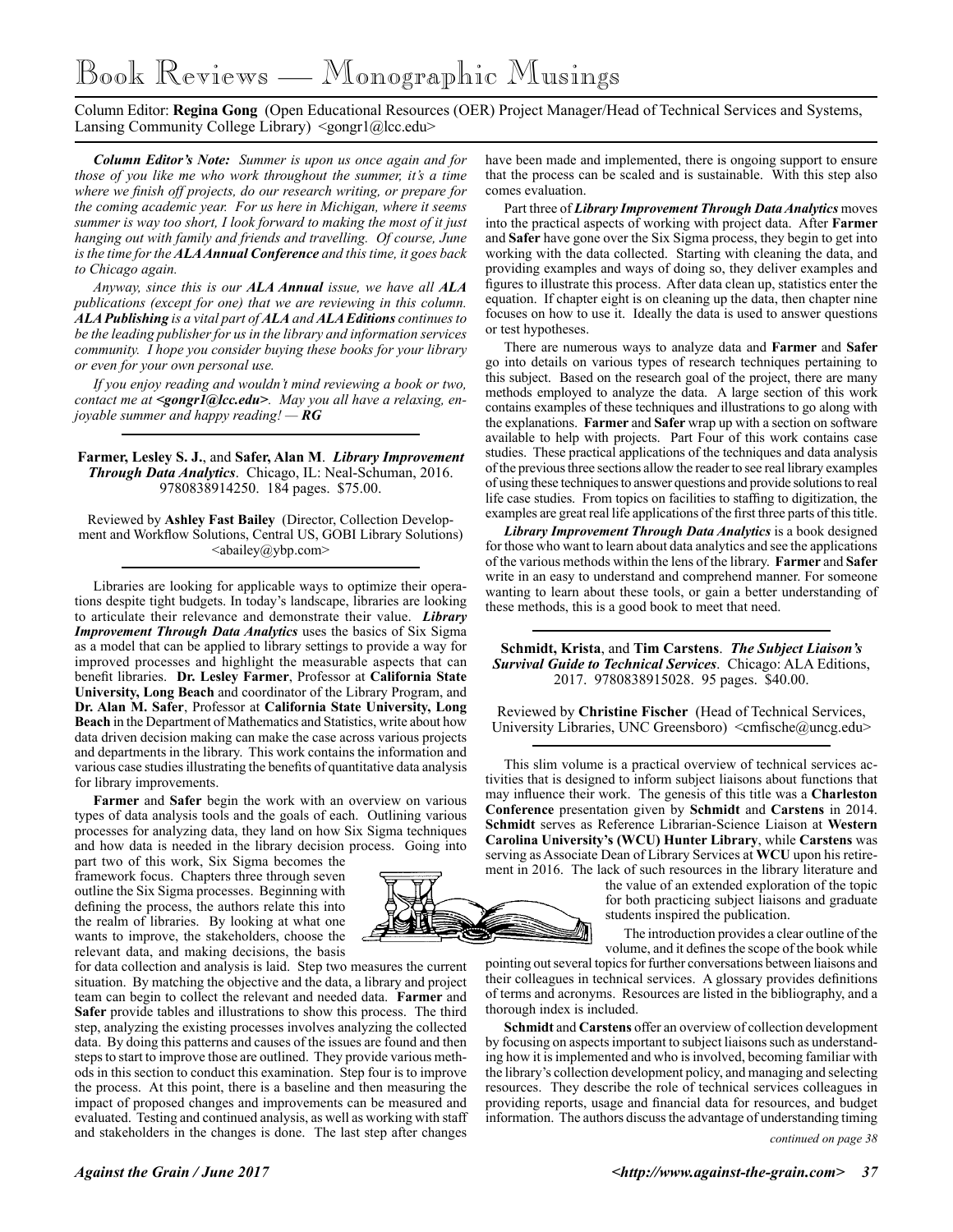# Book Reviews — Monographic Musings

Column Editor: **Regina Gong** (Open Educational Resources (OER) Project Manager/Head of Technical Services and Systems, Lansing Community College Library) <gongr1@lcc.edu>

***Column Editor's Note:*** *Summer is upon us once again and for those of you like me who work throughout the summer, it's a time where we finish off projects, do our research writing, or prepare for the coming academic year. For us here in Michigan, where it seems summer is way too short, I look forward to making the most of it just hanging out with family and friends and travelling. Of course, June is the time for the **ALA Annual Conference** and this time, it goes back to Chicago again.*

*Anyway, since this is our **ALA Annual** issue, we have all **ALA** publications (except for one) that we are reviewing in this column. **ALA Publishing** is a vital part of **ALA** and **ALA Editions** continues to be the leading publisher for us in the library and information services community. I hope you consider buying these books for your library or even for your own personal use.*

*If you enjoy reading and wouldn't mind reviewing a book or two, contact me at **<gongr1@lcc.edu>**. May you all have a relaxing, enjoyable summer and happy reading! — **RG***

---

**Farmer, Lesley S. J.**, and **Safer, Alan M**. ***Library Improvement Through Data Analytics***. Chicago, IL: Neal-Schuman, 2016. 9780838914250. 184 pages. $75.00.

Reviewed by **Ashley Fast Bailey** (Director, Collection Development and Workflow Solutions, Central US, GOBI Library Solutions) <abailey@ybp.com>

---

Libraries are looking for applicable ways to optimize their operations despite tight budgets. In today's landscape, libraries are looking to articulate their relevance and demonstrate their value. ***Library Improvement Through Data Analytics*** uses the basics of Six Sigma as a model that can be applied to library settings to provide a way for improved processes and highlight the measurable aspects that can benefit libraries. **Dr. Lesley Farmer**, Professor at **California State University, Long Beach** and coordinator of the Library Program, and **Dr. Alan M. Safer**, Professor at **California State University, Long Beach** in the Department of Mathematics and Statistics, write about how data driven decision making can make the case across various projects and departments in the library. This work contains the information and various case studies illustrating the benefits of quantitative data analysis for library improvements.

**Farmer** and **Safer** begin the work with an overview on various types of data analysis tools and the goals of each. Outlining various processes for analyzing data, they land on how Six Sigma techniques and how data is needed in the library decision process. Going into part two of this work, Six Sigma becomes the framework focus. Chapters three through seven outline the Six Sigma processes. Beginning with defining the process, the authors relate this into the realm of libraries. By looking at what one wants to improve, the stakeholders, choose the relevant data, and making decisions, the basis for data collection and analysis is laid. Step two measures the current situation. By matching the objective and the data, a library and project team can begin to collect the relevant and needed data. **Farmer** and **Safer** provide tables and illustrations to show this process. The third step, analyzing the existing processes involves analyzing the collected data. By doing this patterns and causes of the issues are found and then steps to start to improve those are outlined. They provide various methods in this section to conduct this examination. Step four is to improve the process. At this point, there is a baseline and then measuring the impact of proposed changes and improvements can be measured and evaluated. Testing and continued analysis, as well as working with staff and stakeholders in the changes is done. The last step after changes have been made and implemented, there is ongoing support to ensure that the process can be scaled and is sustainable. With this step also comes evaluation.

Part three of ***Library Improvement Through Data Analytics*** moves into the practical aspects of working with project data. After **Farmer** and **Safer** have gone over the Six Sigma process, they begin to get into working with the data collected. Starting with cleaning the data, and providing examples and ways of doing so, they deliver examples and figures to illustrate this process. After data clean up, statistics enter the equation. If chapter eight is on cleaning up the data, then chapter nine focuses on how to use it. Ideally the data is used to answer questions or test hypotheses.

There are numerous ways to analyze data and **Farmer** and **Safer** go into details on various types of research techniques pertaining to this subject. Based on the research goal of the project, there are many methods employed to analyze the data. A large section of this work contains examples of these techniques and illustrations to go along with the explanations. **Farmer** and **Safer** wrap up with a section on software available to help with projects. Part Four of this work contains case studies. These practical applications of the techniques and data analysis of the previous three sections allow the reader to see real library examples of using these techniques to answer questions and provide solutions to real life case studies. From topics on facilities to staffing to digitization, the examples are great real life applications of the first three parts of this title.

***Library Improvement Through Data Analytics*** is a book designed for those who want to learn about data analytics and see the applications of the various methods within the lens of the library. **Farmer** and **Safer** write in an easy to understand and comprehend manner. For someone wanting to learn about these tools, or gain a better understanding of these methods, this is a good book to meet that need.

---

**Schmidt, Krista**, and **Tim Carstens**. ***The Subject Liaison's Survival Guide to Technical Services***. Chicago: ALA Editions, 2017. 9780838915028. 95 pages. $40.00.

Reviewed by **Christine Fischer** (Head of Technical Services, University Libraries, UNC Greensboro) <cmfische@uncg.edu>

---

This slim volume is a practical overview of technical services activities that is designed to inform subject liaisons about functions that may influence their work. The genesis of this title was a **Charleston Conference** presentation given by **Schmidt** and **Carstens** in 2014. **Schmidt** serves as Reference Librarian-Science Liaison at **Western Carolina University's (WCU) Hunter Library**, while **Carstens** was serving as Associate Dean of Library Services at **WCU** upon his retirement in 2016. The lack of such resources in the library literature and the value of an extended exploration of the topic for both practicing subject liaisons and graduate students inspired the publication.

The introduction provides a clear outline of the volume, and it defines the scope of the book while pointing out several topics for further conversations between liaisons and their colleagues in technical services. A glossary provides definitions of terms and acronyms. Resources are listed in the bibliography, and a thorough index is included.

**Schmidt** and **Carstens** offer an overview of collection development by focusing on aspects important to subject liaisons such as understanding how it is implemented and who is involved, becoming familiar with the library's collection development policy, and managing and selecting resources. They describe the role of technical services colleagues in providing reports, usage and financial data for resources, and budget information. The authors discuss the advantage of understanding timing

*continued on page 38*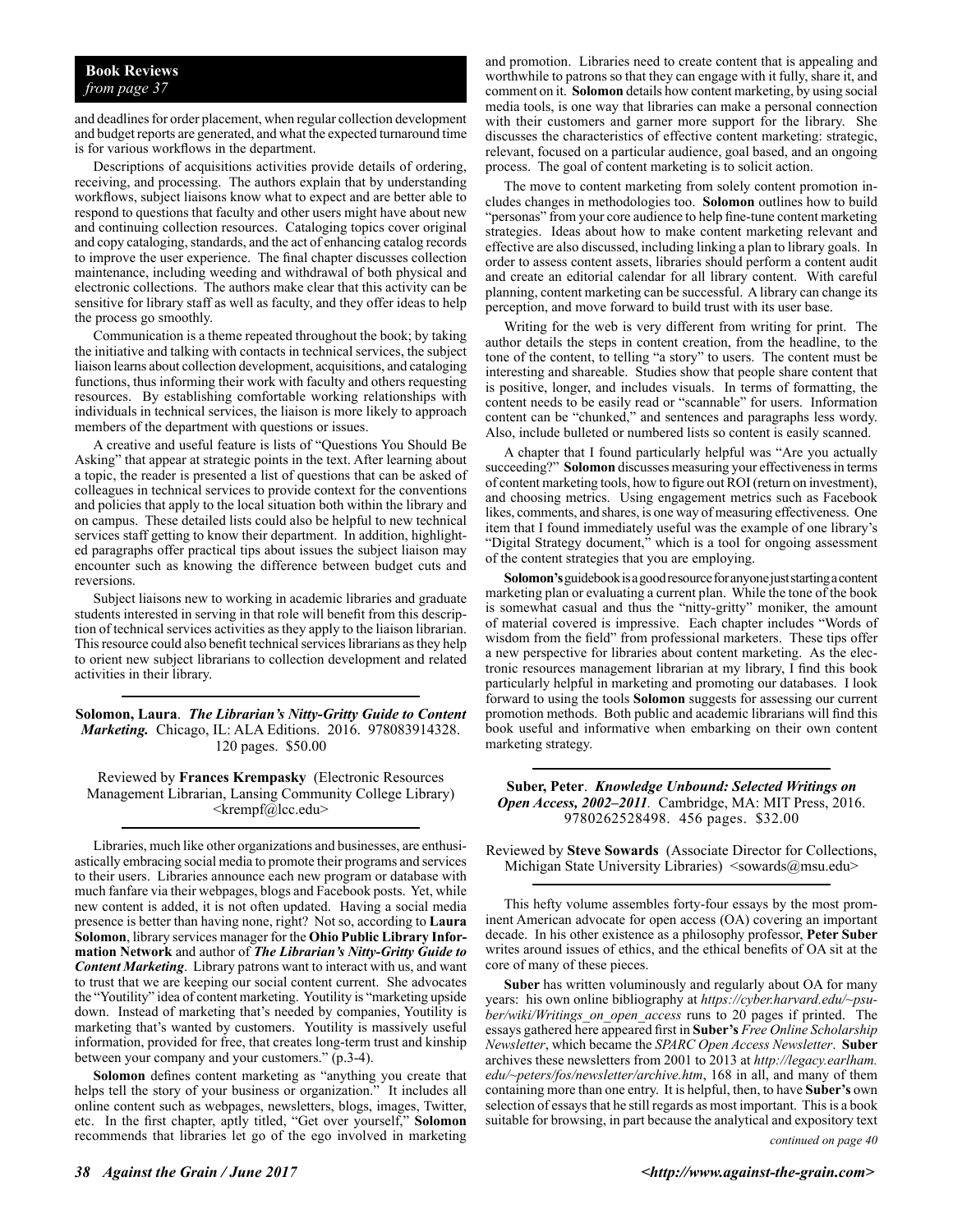**Book Reviews**
*from page 37*

and deadlines for order placement, when regular collection development and budget reports are generated, and what the expected turnaround time is for various workflows in the department.

Descriptions of acquisitions activities provide details of ordering, receiving, and processing. The authors explain that by understanding workflows, subject liaisons know what to expect and are better able to respond to questions that faculty and other users might have about new and continuing collection resources. Cataloging topics cover original and copy cataloging, standards, and the act of enhancing catalog records to improve the user experience. The final chapter discusses collection maintenance, including weeding and withdrawal of both physical and electronic collections. The authors make clear that this activity can be sensitive for library staff as well as faculty, and they offer ideas to help the process go smoothly.

Communication is a theme repeated throughout the book; by taking the initiative and talking with contacts in technical services, the subject liaison learns about collection development, acquisitions, and cataloging functions, thus informing their work with faculty and others requesting resources. By establishing comfortable working relationships with individuals in technical services, the liaison is more likely to approach members of the department with questions or issues.

A creative and useful feature is lists of "Questions You Should Be Asking" that appear at strategic points in the text. After learning about a topic, the reader is presented a list of questions that can be asked of colleagues in technical services to provide context for the conventions and policies that apply to the local situation both within the library and on campus. These detailed lists could also be helpful to new technical services staff getting to know their department. In addition, highlighted paragraphs offer practical tips about issues the subject liaison may encounter such as knowing the difference between budget cuts and reversions.

Subject liaisons new to working in academic libraries and graduate students interested in serving in that role will benefit from this description of technical services activities as they apply to the liaison librarian. This resource could also benefit technical services librarians as they help to orient new subject librarians to collection development and related activities in their library.

---

**Solomon, Laura**. ***The Librarian's Nitty-Gritty Guide to Content Marketing.*** Chicago, IL: ALA Editions. 2016. 978083914328. 120 pages. $50.00

Reviewed by **Frances Krempasky** (Electronic Resources Management Librarian, Lansing Community College Library) <krempf@lcc.edu>

---

Libraries, much like other organizations and businesses, are enthusiastically embracing social media to promote their programs and services to their users. Libraries announce each new program or database with much fanfare via their webpages, blogs and Facebook posts. Yet, while new content is added, it is not often updated. Having a social media presence is better than having none, right? Not so, according to **Laura Solomon**, library services manager for the **Ohio Public Library Information Network** and author of ***The Librarian's Nitty-Gritty Guide to Content Marketing***. Library patrons want to interact with us, and want to trust that we are keeping our social content current. She advocates the "Youtility" idea of content marketing. Youtility is "marketing upside down. Instead of marketing that's needed by companies, Youtility is marketing that's wanted by customers. Youtility is massively useful information, provided for free, that creates long-term trust and kinship between your company and your customers." (p.3-4).

**Solomon** defines content marketing as "anything you create that helps tell the story of your business or organization." It includes all online content such as webpages, newsletters, blogs, images, Twitter, etc. In the first chapter, aptly titled, "Get over yourself," **Solomon** recommends that libraries let go of the ego involved in marketing and promotion. Libraries need to create content that is appealing and worthwhile to patrons so that they can engage with it fully, share it, and comment on it. **Solomon** details how content marketing, by using social media tools, is one way that libraries can make a personal connection with their customers and garner more support for the library. She discusses the characteristics of effective content marketing: strategic, relevant, focused on a particular audience, goal based, and an ongoing process. The goal of content marketing is to solicit action.

The move to content marketing from solely content promotion includes changes in methodologies too. **Solomon** outlines how to build "personas" from your core audience to help fine-tune content marketing strategies. Ideas about how to make content marketing relevant and effective are also discussed, including linking a plan to library goals. In order to assess content assets, libraries should perform a content audit and create an editorial calendar for all library content. With careful planning, content marketing can be successful. A library can change its perception, and move forward to build trust with its user base.

Writing for the web is very different from writing for print. The author details the steps in content creation, from the headline, to the tone of the content, to telling "a story" to users. The content must be interesting and shareable. Studies show that people share content that is positive, longer, and includes visuals. In terms of formatting, the content needs to be easily read or "scannable" for users. Information content can be "chunked," and sentences and paragraphs less wordy. Also, include bulleted or numbered lists so content is easily scanned.

A chapter that I found particularly helpful was "Are you actually succeeding?" **Solomon** discusses measuring your effectiveness in terms of content marketing tools, how to figure out ROI (return on investment), and choosing metrics. Using engagement metrics such as Facebook likes, comments, and shares, is one way of measuring effectiveness. One item that I found immediately useful was the example of one library's "Digital Strategy document," which is a tool for ongoing assessment of the content strategies that you are employing.

**Solomon's** guidebook is a good resource for anyone just starting a content marketing plan or evaluating a current plan. While the tone of the book is somewhat casual and thus the "nitty-gritty" moniker, the amount of material covered is impressive. Each chapter includes "Words of wisdom from the field" from professional marketers. These tips offer a new perspective for libraries about content marketing. As the electronic resources management librarian at my library, I find this book particularly helpful in marketing and promoting our databases. I look forward to using the tools **Solomon** suggests for assessing our current promotion methods. Both public and academic librarians will find this book useful and informative when embarking on their own content marketing strategy.

---

**Suber, Peter**. ***Knowledge Unbound: Selected Writings on Open Access, 2002–2011***. Cambridge, MA: MIT Press, 2016. 9780262528498. 456 pages. $32.00

Reviewed by **Steve Sowards** (Associate Director for Collections, Michigan State University Libraries) <sowards@msu.edu>

---

This hefty volume assembles forty-four essays by the most prominent American advocate for open access (OA) covering an important decade. In his other existence as a philosophy professor, **Peter Suber** writes around issues of ethics, and the ethical benefits of OA sit at the core of many of these pieces.

**Suber** has written voluminously and regularly about OA for many years: his own online bibliography at *https://cyber.harvard.edu/~psuber/wiki/Writings_on_open_access* runs to 20 pages if printed. The essays gathered here appeared first in **Suber's** *Free Online Scholarship Newsletter*, which became the *SPARC Open Access Newsletter*. **Suber** archives these newsletters from 2001 to 2013 at *http://legacy.earlham.edu/~peters/fos/newsletter/archive.htm*, 168 in all, and many of them containing more than one entry. It is helpful, then, to have **Suber's** own selection of essays that he still regards as most important. This is a book suitable for browsing, in part because the analytical and expository text

*continued on page 40*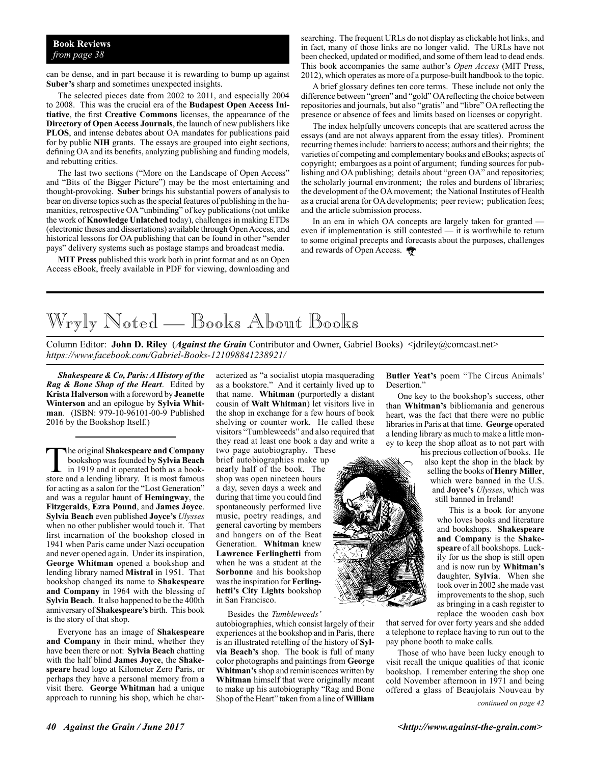**Book Reviews**
*from page 38*

can be dense, and in part because it is rewarding to bump up against **Suber's** sharp and sometimes unexpected insights.

The selected pieces date from 2002 to 2011, and especially 2004 to 2008. This was the crucial era of the **Budapest Open Access Initiative**, the first **Creative Commons** licenses, the appearance of the **Directory of Open Access Journals**, the launch of new publishers like **PLOS**, and intense debates about OA mandates for publications paid for by public **NIH** grants. The essays are grouped into eight sections, defining OA and its benefits, analyzing publishing and funding models, and rebutting critics.

The last two sections ("More on the Landscape of Open Access" and "Bits of the Bigger Picture") may be the most entertaining and thought-provoking. **Suber** brings his substantial powers of analysis to bear on diverse topics such as the special features of publishing in the humanities, retrospective OA "unbinding" of key publications (not unlike the work of **Knowledge Unlatched** today), challenges in making ETDs (electronic theses and dissertations) available through Open Access, and historical lessons for OA publishing that can be found in other "sender pays" delivery systems such as postage stamps and broadcast media.

**MIT Press** published this work both in print format and as an Open Access eBook, freely available in PDF for viewing, downloading and searching. The frequent URLs do not display as clickable hot links, and in fact, many of those links are no longer valid. The URLs have not been checked, updated or modified, and some of them lead to dead ends. This book accompanies the same author's *Open Access* (MIT Press, 2012), which operates as more of a purpose-built handbook to the topic.

A brief glossary defines ten core terms. These include not only the difference between "green" and "gold" OA reflecting the choice between repositories and journals, but also "gratis" and "libre" OA reflecting the presence or absence of fees and limits based on licenses or copyright.

The index helpfully uncovers concepts that are scattered across the essays (and are not always apparent from the essay titles). Prominent recurring themes include: barriers to access; authors and their rights; the varieties of competing and complementary books and eBooks; aspects of copyright; embargoes as a point of argument; funding sources for publishing and OA publishing; details about "green OA" and repositories; the scholarly journal environment; the roles and burdens of libraries; the development of the OA movement; the National Institutes of Health as a crucial arena for OA developments; peer review; publication fees; and the article submission process.

In an era in which OA concepts are largely taken for granted — even if implementation is still contested — it is worthwhile to return to some original precepts and forecasts about the purposes, challenges and rewards of Open Access.

# Wryly Noted — Books About Books

Column Editor: **John D. Riley** (*Against the Grain* Contributor and Owner, Gabriel Books) <jdriley@comcast.net>
*https://www.facebook.com/Gabriel-Books-121098841238921/*

***Shakespeare & Co, Paris: A History of the Rag & Bone Shop of the Heart***. Edited by **Krista Halverson** with a foreword by **Jeanette Winterson** and an epilogue by **Sylvia Whitman**. (ISBN: 979-10-96101-00-9 Published 2016 by the Bookshop Itself.)

The original **Shakespeare and Company** bookshop was founded by **Sylvia Beach** in 1919 and it operated both as a bookstore and a lending library. It is most famous for acting as a salon for the "Lost Generation" and was a regular haunt of **Hemingway**, the **Fitzgeralds**, **Ezra Pound**, and **James Joyce**. **Sylvia Beach** even published **Joyce's** *Ulysses* when no other publisher would touch it. That first incarnation of the bookshop closed in 1941 when Paris came under Nazi occupation and never opened again. Under its inspiration, **George Whitman** opened a bookshop and lending library named **Mistral** in 1951. That bookshop changed its name to **Shakespeare and Company** in 1964 with the blessing of **Sylvia Beach**. It also happened to be the 400th anniversary of **Shakespeare's** birth. This book is the story of that shop.

Everyone has an image of **Shakespeare and Company** in their mind, whether they have been there or not: **Sylvia Beach** chatting with the half blind **James Joyce**, the **Shakespeare** head logo at Kilometer Zero Paris, or perhaps they have a personal memory from a visit there. **George Whitman** had a unique approach to running his shop, which he characterized as "a socialist utopia masquerading as a bookstore." And it certainly lived up to that name. **Whitman** (purportedly a distant cousin of **Walt Whitman**) let visitors live in the shop in exchange for a few hours of book shelving or counter work. He called these visitors "Tumbleweeds" and also required that they read at least one book a day and write a two page autobiography. These brief autobiographies make up nearly half of the book. The shop was open nineteen hours a day, seven days a week and during that time you could find spontaneously performed live music, poetry readings, and general cavorting by members and hangers on of the Beat Generation. **Whitman** knew **Lawrence Ferlinghetti** from when he was a student at the **Sorbonne** and his bookshop was the inspiration for **Ferlinghetti's City Lights** bookshop in San Francisco.

Besides the *Tumbleweeds'* autobiographies, which consist largely of their experiences at the bookshop and in Paris, there is an illustrated retelling of the history of **Sylvia Beach's** shop. The book is full of many color photographs and paintings from **George Whitman's** shop and reminiscences written by **Whitman** himself that were originally meant to make up his autobiography "Rag and Bone Shop of the Heart" taken from a line of **William Butler Yeat's** poem "The Circus Animals' Desertion."

One key to the bookshop's success, other than **Whitman's** bibliomania and generous heart, was the fact that there were no public libraries in Paris at that time. **George** operated a lending library as much to make a little money to keep the shop afloat as to not part with his precious collection of books. He also kept the shop in the black by selling the books of **Henry Miller**, which were banned in the U.S. and **Joyce's** *Ulysses*, which was still banned in Ireland!

This is a book for anyone who loves books and literature and bookshops. **Shakespeare and Company** is the **Shakespeare** of all bookshops. Luckily for us the shop is still open and is now run by **Whitman's** daughter, **Sylvia**. When she took over in 2002 she made vast improvements to the shop, such as bringing in a cash register to replace the wooden cash box that served for over forty years and she added a telephone to replace having to run out to the pay phone booth to make calls.

Those of who have been lucky enough to visit recall the unique qualities of that iconic bookshop. I remember entering the shop one cold November afternoon in 1971 and being offered a glass of Beaujolais Nouveau by

*continued on page 42*